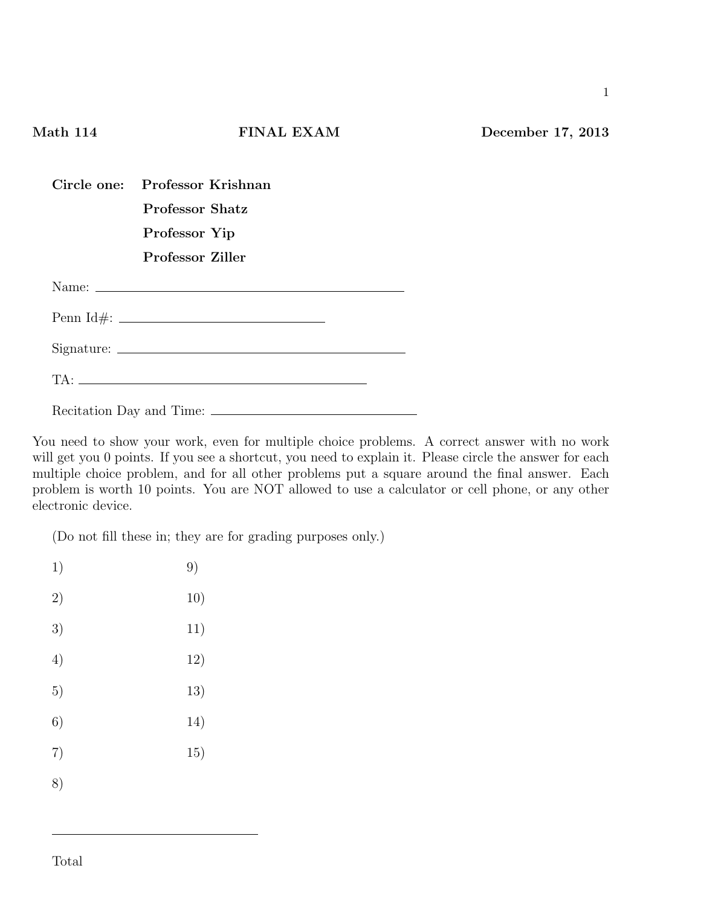**Math 114** **FINAL EXAM** **December 17, 2013**

**Circle one:** **Professor Krishnan**

**Professor Shatz**

**Professor Yip**

**Professor Ziller**

Name: ______________________________

Penn Id#: ____________________

Signature: ______________________________

TA: ______________________________

Recitation Day and Time: ____________________

You need to show your work, even for multiple choice problems. A correct answer with no work will get you 0 points. If you see a shortcut, you need to explain it. Please circle the answer for each multiple choice problem, and for all other problems put a square around the final answer. Each problem is worth 10 points. You are NOT allowed to use a calculator or cell phone, or any other electronic device.

(Do not fill these in; they are for grading purposes only.)

| | |
|---|---|
| 1) | 9) |
| 2) | 10) |
| 3) | 11) |
| 4) | 12) |
| 5) | 13) |
| 6) | 14) |
| 7) | 15) |
| 8) | |

Total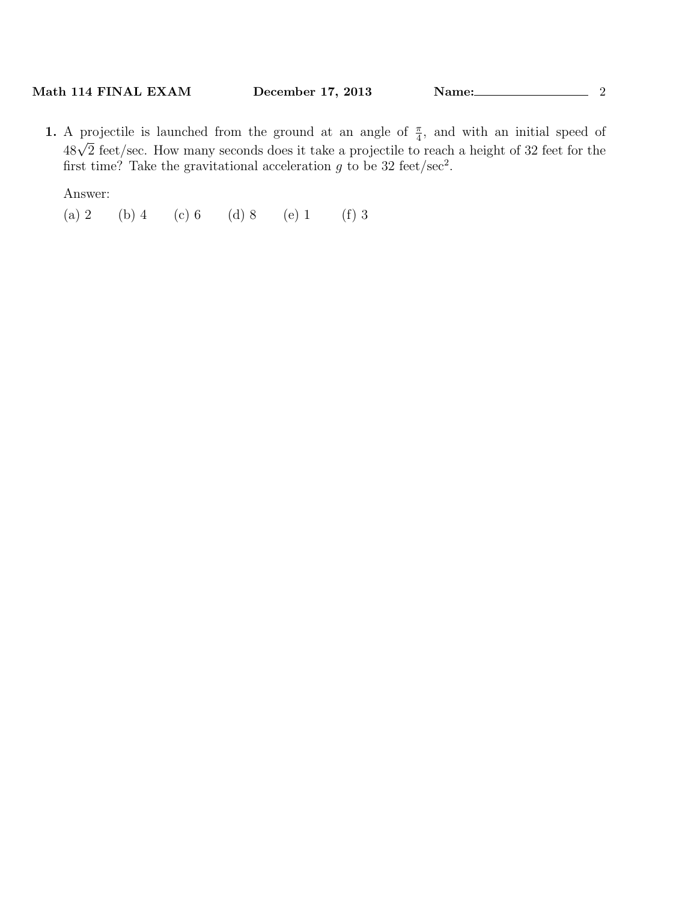**1.** A projectile is launched from the ground at an angle of $\frac{\pi}{4}$, and with an initial speed of $48\sqrt{2}$ feet/sec. How many seconds does it take a projectile to reach a height of 32 feet for the first time? Take the gravitational acceleration $g$ to be 32 feet/sec$^2$.

Answer:

(a) 2 (b) 4 (c) 6 (d) 8 (e) 1 (f) 3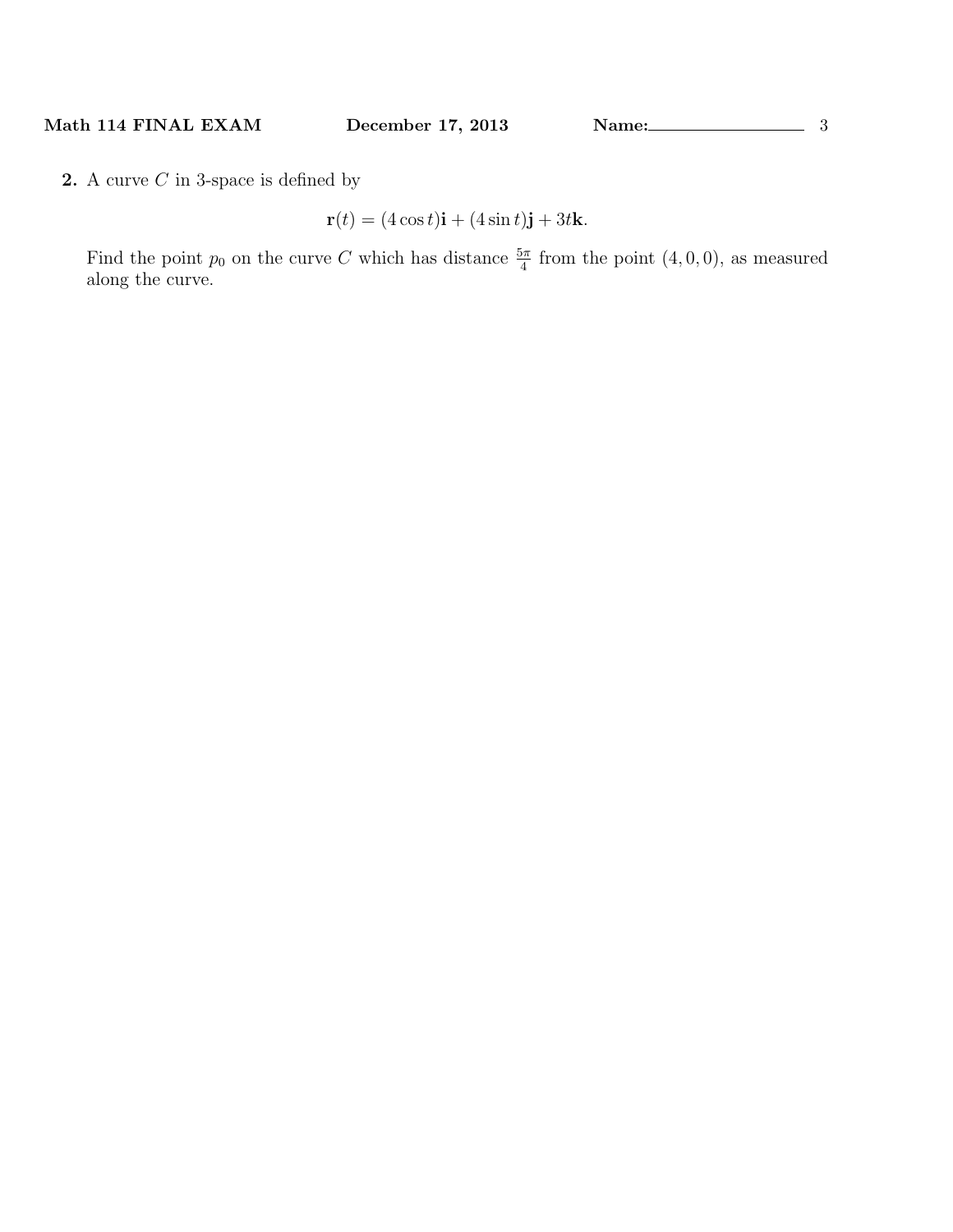**2.** A curve $C$ in 3-space is defined by

$$\mathbf{r}(t) = (4\cos t)\mathbf{i} + (4\sin t)\mathbf{j} + 3t\mathbf{k}.$$

Find the point $p_0$ on the curve $C$ which has distance $\frac{5\pi}{4}$ from the point $(4, 0, 0)$, as measured along the curve.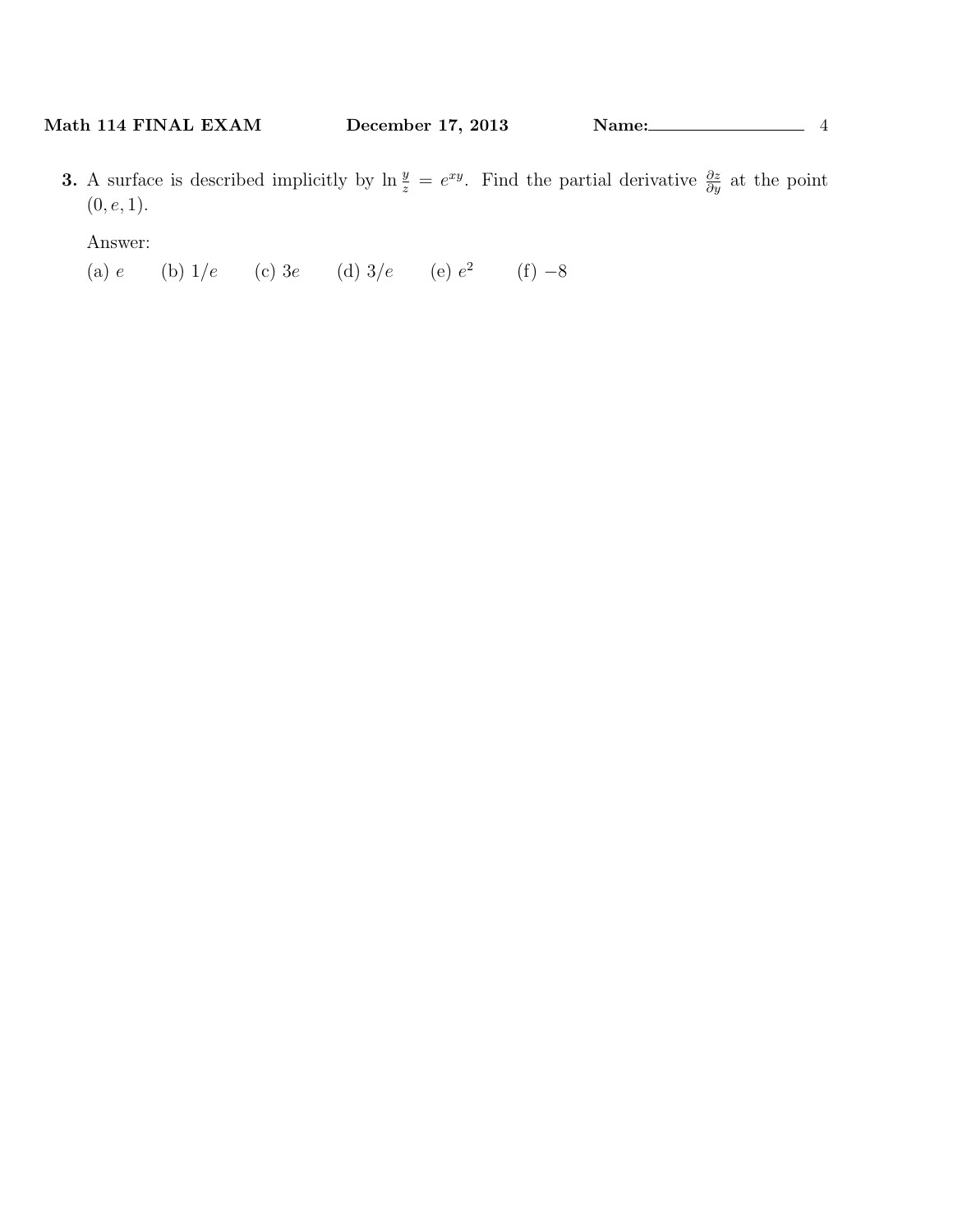**3.** A surface is described implicitly by $\ln \frac{y}{z} = e^{xy}$. Find the partial derivative $\frac{\partial z}{\partial y}$ at the point $(0, e, 1)$.

Answer:

(a) $e$ (b) $1/e$ (c) $3e$ (d) $3/e$ (e) $e^2$ (f) $-8$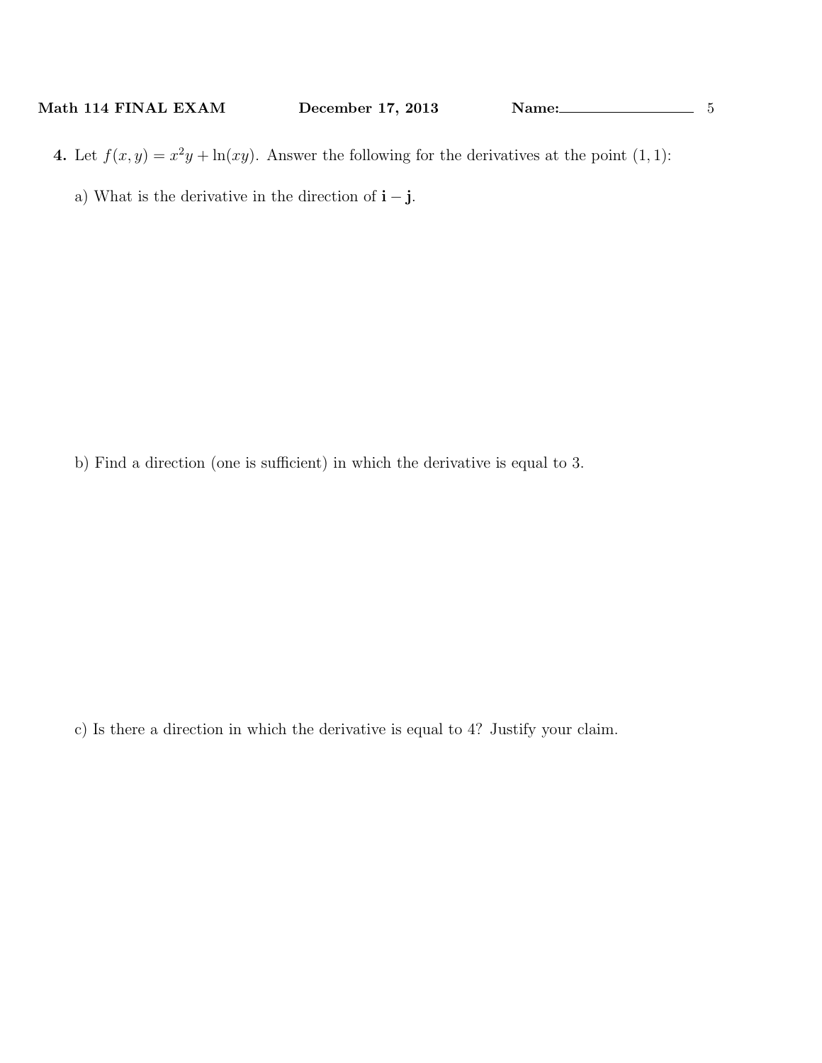**4.** Let $f(x, y) = x^2y + \ln(xy)$. Answer the following for the derivatives at the point $(1, 1)$:

a) What is the derivative in the direction of $\mathbf{i} - \mathbf{j}$.

b) Find a direction (one is sufficient) in which the derivative is equal to 3.

c) Is there a direction in which the derivative is equal to 4? Justify your claim.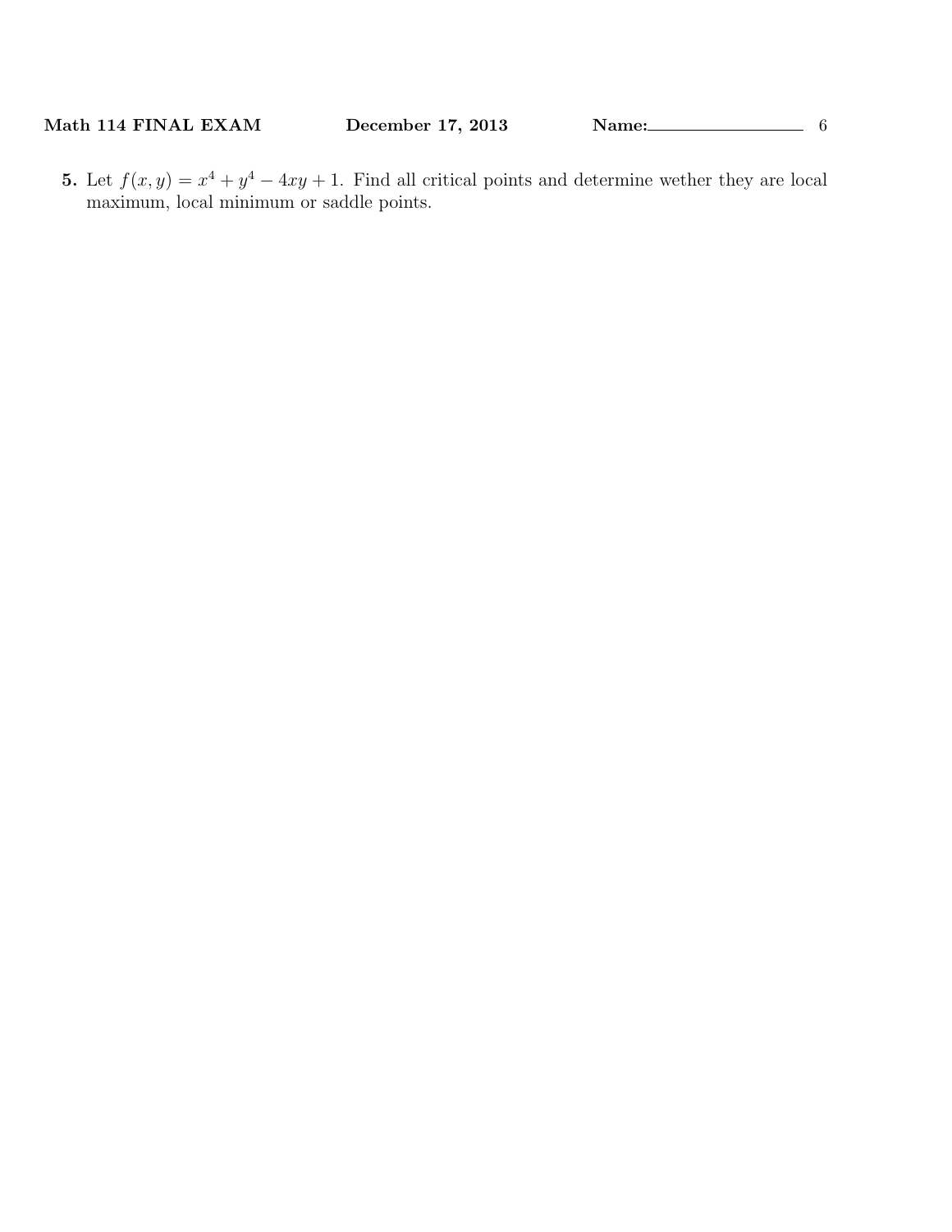**5.** Let $f(x,y) = x^4 + y^4 - 4xy + 1$. Find all critical points and determine wether they are local maximum, local minimum or saddle points.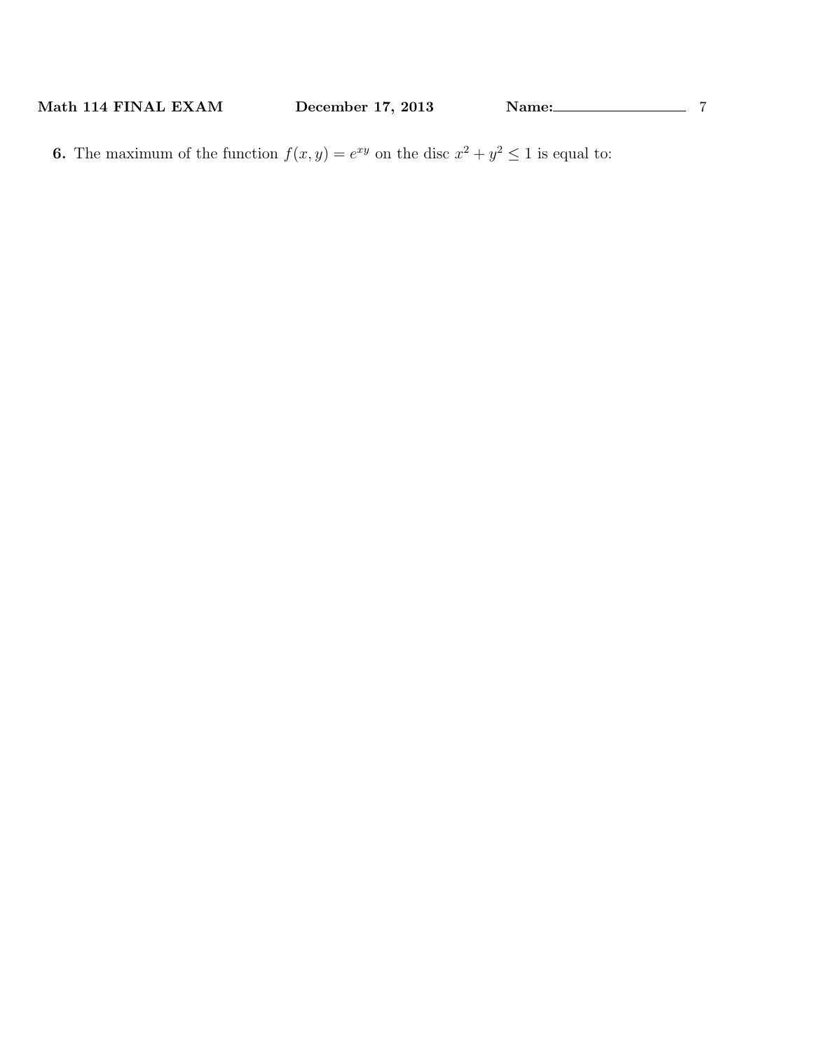**6.** The maximum of the function $f(x, y) = e^{xy}$ on the disc $x^2 + y^2 \leq 1$ is equal to: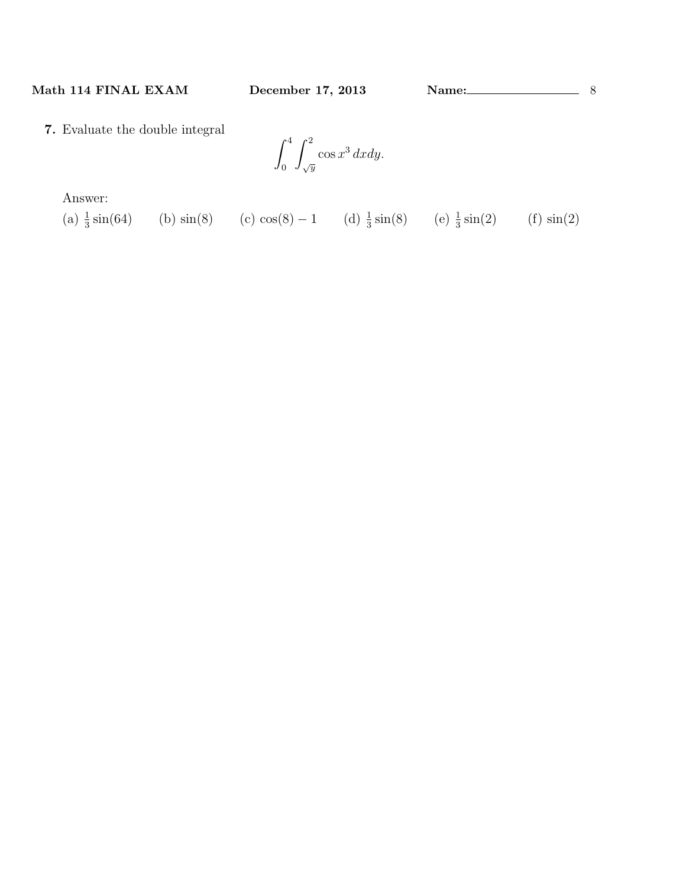**7.** Evaluate the double integral

$$\int_0^4 \int_{\sqrt{y}}^2 \cos x^3 \, dx dy.$$

Answer:

(a) $\frac{1}{3}\sin(64)$ (b) $\sin(8)$ (c) $\cos(8) - 1$ (d) $\frac{1}{3}\sin(8)$ (e) $\frac{1}{3}\sin(2)$ (f) $\sin(2)$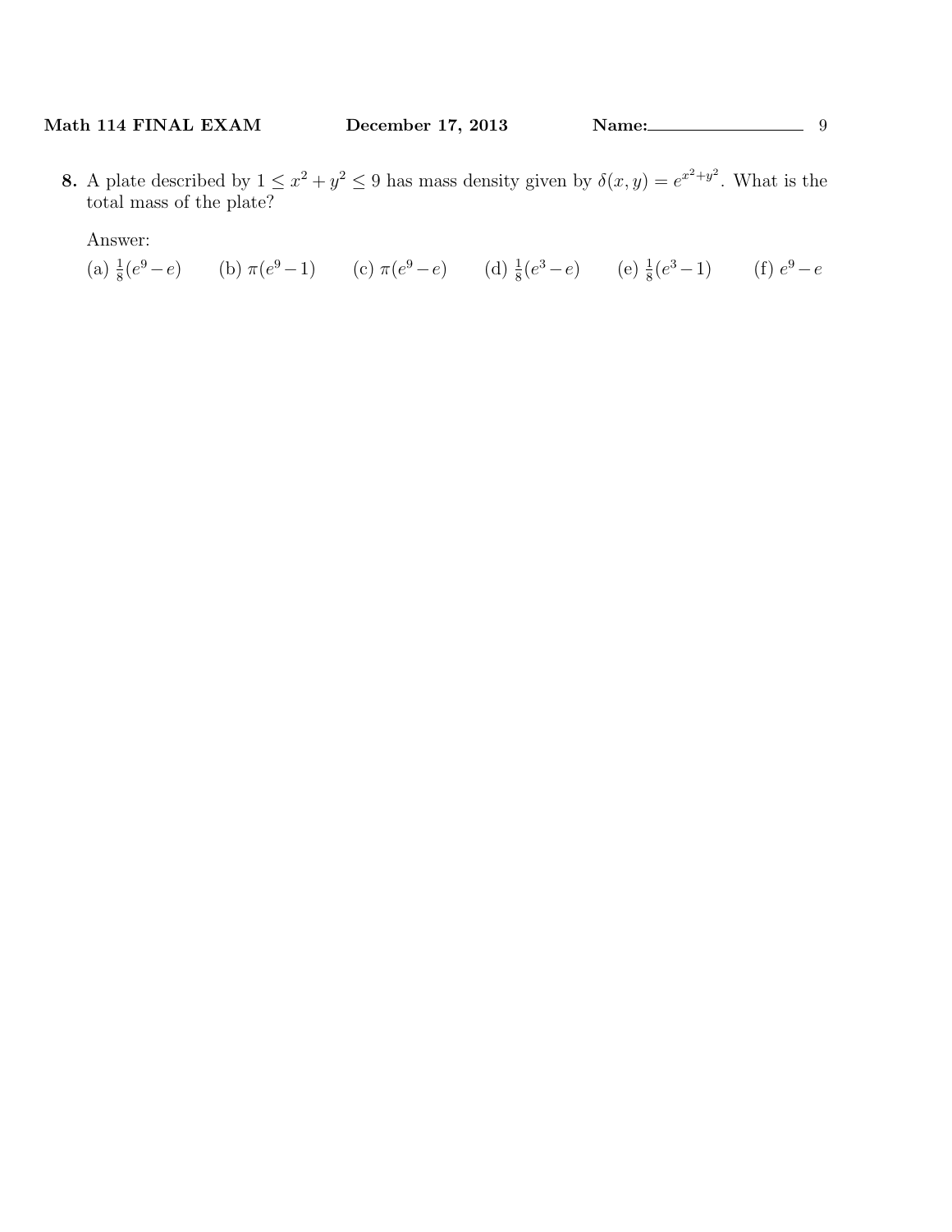**8.** A plate described by $1 \leq x^2 + y^2 \leq 9$ has mass density given by $\delta(x, y) = e^{x^2+y^2}$. What is the total mass of the plate?

Answer:

(a) $\frac{1}{8}(e^9 - e)$ (b) $\pi(e^9 - 1)$ (c) $\pi(e^9 - e)$ (d) $\frac{1}{8}(e^3 - e)$ (e) $\frac{1}{8}(e^3 - 1)$ (f) $e^9 - e$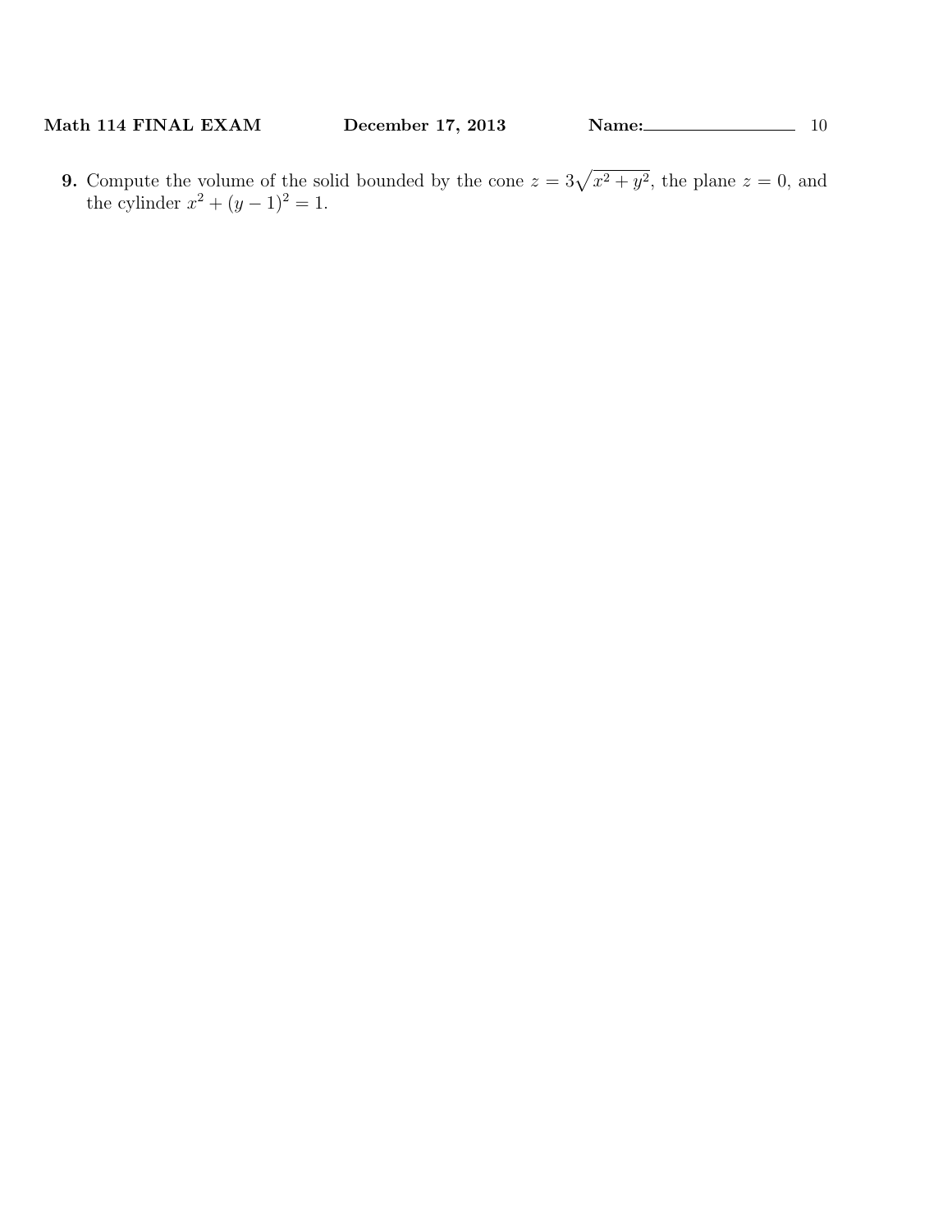**9.** Compute the volume of the solid bounded by the cone $z = 3\sqrt{x^2 + y^2}$, the plane $z = 0$, and the cylinder $x^2 + (y - 1)^2 = 1$.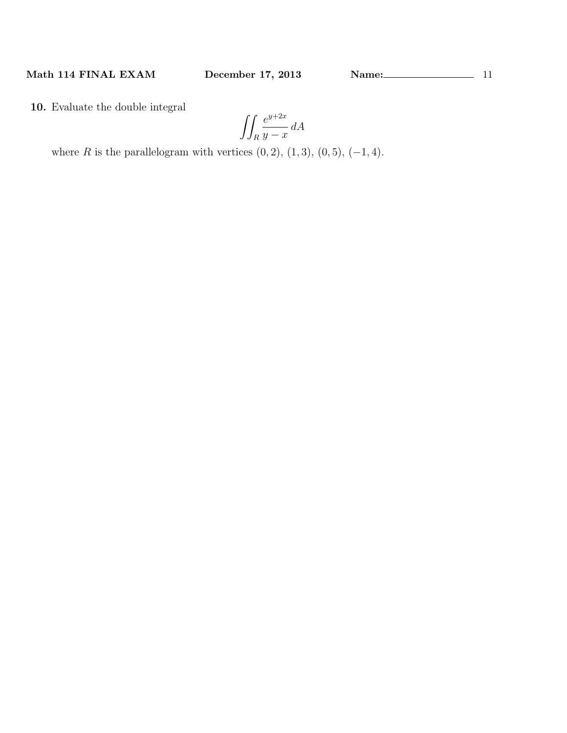**10.** Evaluate the double integral

$$\iint_R \frac{e^{y+2x}}{y-x}\, dA$$

where $R$ is the parallelogram with vertices $(0,2)$, $(1,3)$, $(0,5)$, $(-1,4)$.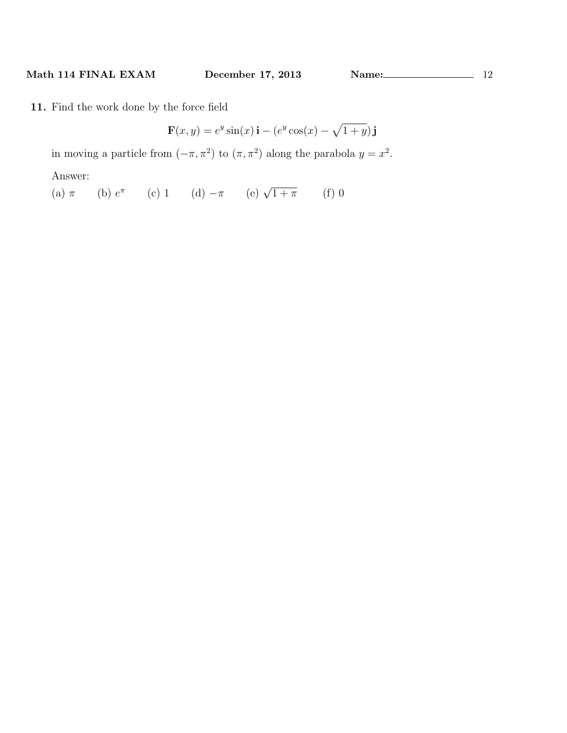**11.** Find the work done by the force field

$$\mathbf{F}(x, y) = e^y \sin(x)\,\mathbf{i} - (e^y \cos(x) - \sqrt{1+y})\,\mathbf{j}$$

in moving a particle from $(-\pi, \pi^2)$ to $(\pi, \pi^2)$ along the parabola $y = x^2$.

Answer:

(a) $\pi$ (b) $e^\pi$ (c) 1 (d) $-\pi$ (e) $\sqrt{1+\pi}$ (f) 0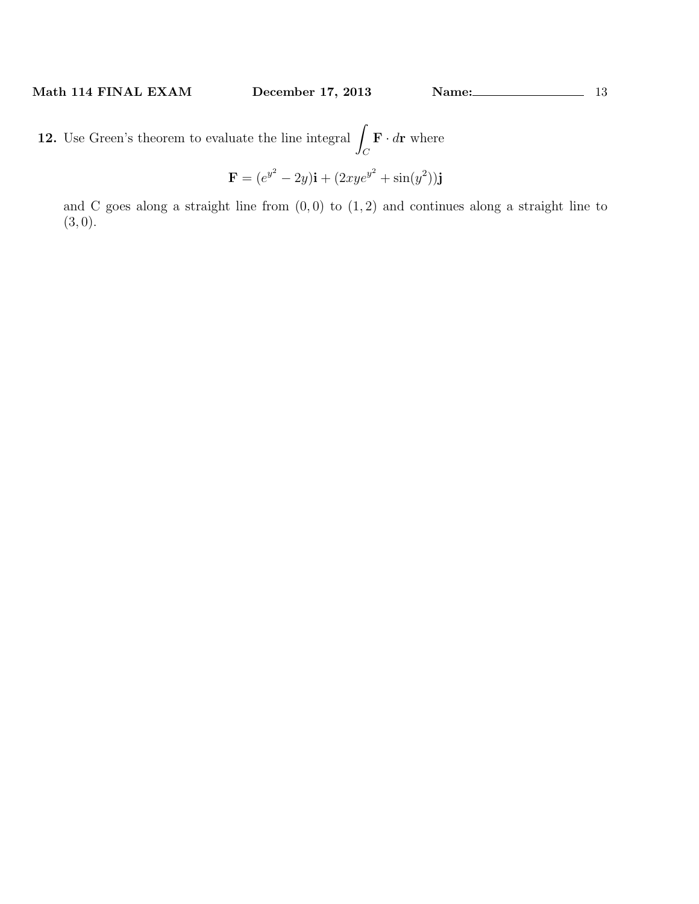**12.** Use Green's theorem to evaluate the line integral $\displaystyle\int_C \mathbf{F} \cdot d\mathbf{r}$ where

$$\mathbf{F} = (e^{y^2} - 2y)\mathbf{i} + (2xye^{y^2} + \sin(y^2))\mathbf{j}$$

and C goes along a straight line from $(0, 0)$ to $(1, 2)$ and continues along a straight line to $(3, 0)$.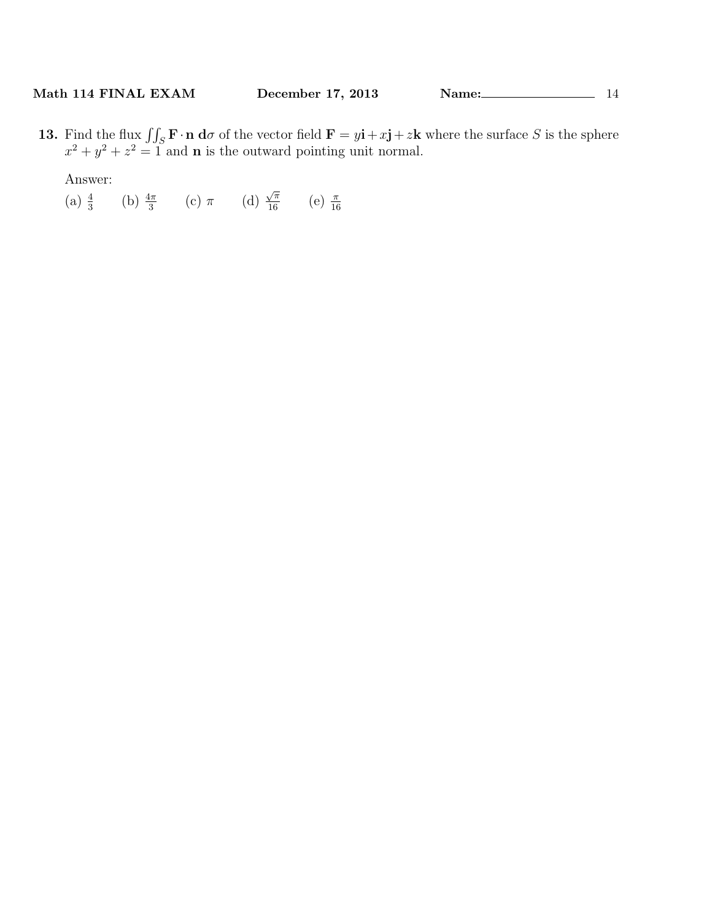**13.** Find the flux $\iint_S \mathbf{F} \cdot \mathbf{n} \, \mathbf{d}\sigma$ of the vector field $\mathbf{F} = y\mathbf{i} + x\mathbf{j} + z\mathbf{k}$ where the surface $S$ is the sphere $x^2 + y^2 + z^2 = 1$ and $\mathbf{n}$ is the outward pointing unit normal.

Answer:

(a) $\frac{4}{3}$ (b) $\frac{4\pi}{3}$ (c) $\pi$ (d) $\frac{\sqrt{\pi}}{16}$ (e) $\frac{\pi}{16}$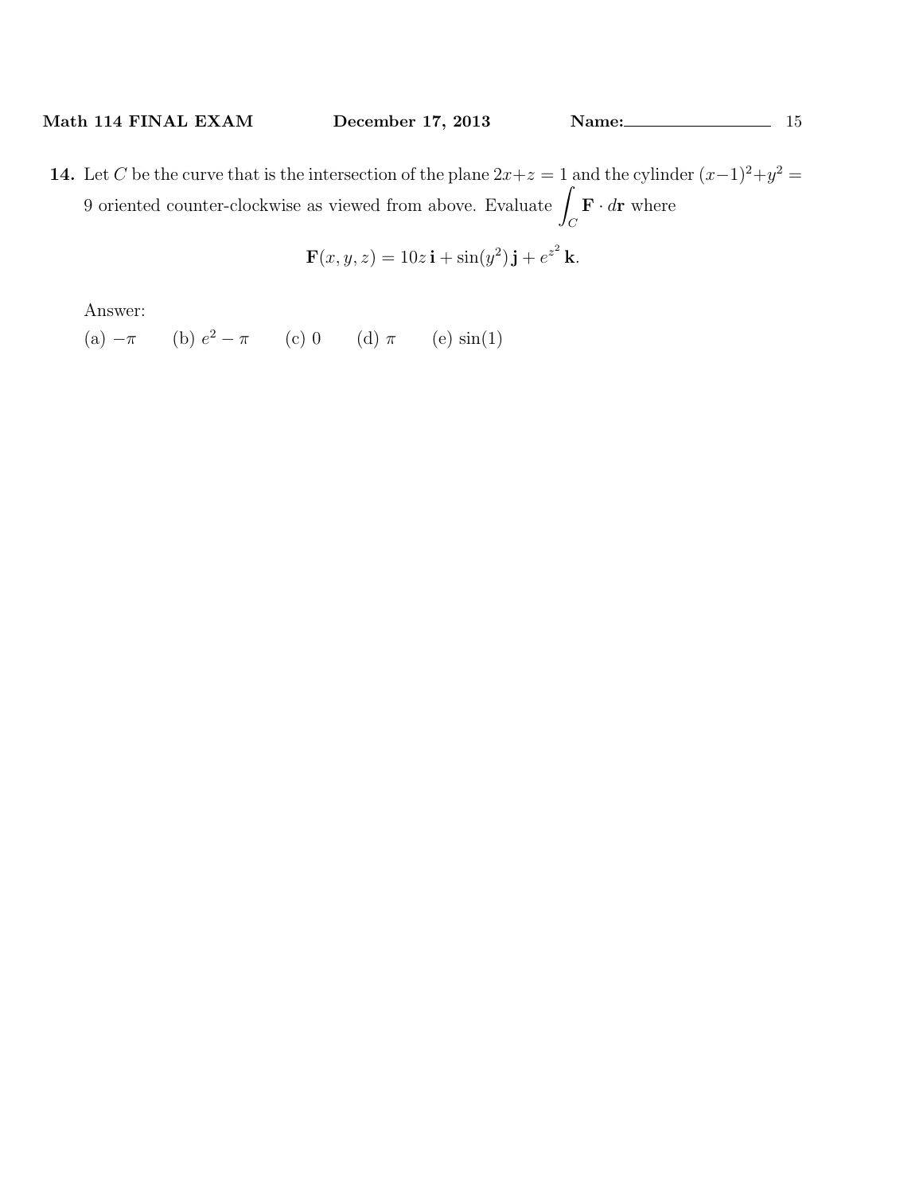**14.** Let $C$ be the curve that is the intersection of the plane $2x+z=1$ and the cylinder $(x-1)^2+y^2=9$ oriented counter-clockwise as viewed from above. Evaluate $\int_C \mathbf{F} \cdot d\mathbf{r}$ where

$$\mathbf{F}(x, y, z) = 10z\,\mathbf{i} + \sin(y^2)\,\mathbf{j} + e^{z^2}\,\mathbf{k}.$$

Answer:

(a) $-\pi$ (b) $e^2 - \pi$ (c) $0$ (d) $\pi$ (e) $\sin(1)$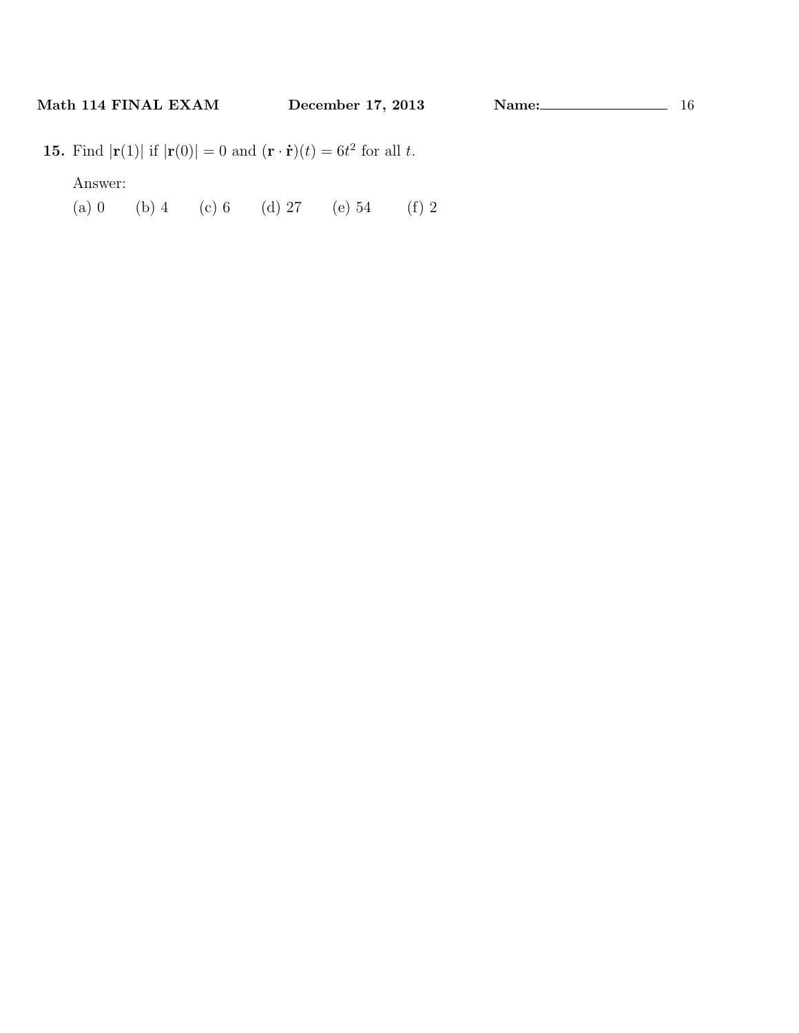**15.** Find $|\mathbf{r}(1)|$ if $|\mathbf{r}(0)| = 0$ and $(\mathbf{r} \cdot \dot{\mathbf{r}})(t) = 6t^2$ for all $t$.

Answer:

(a) 0 (b) 4 (c) 6 (d) 27 (e) 54 (f) 2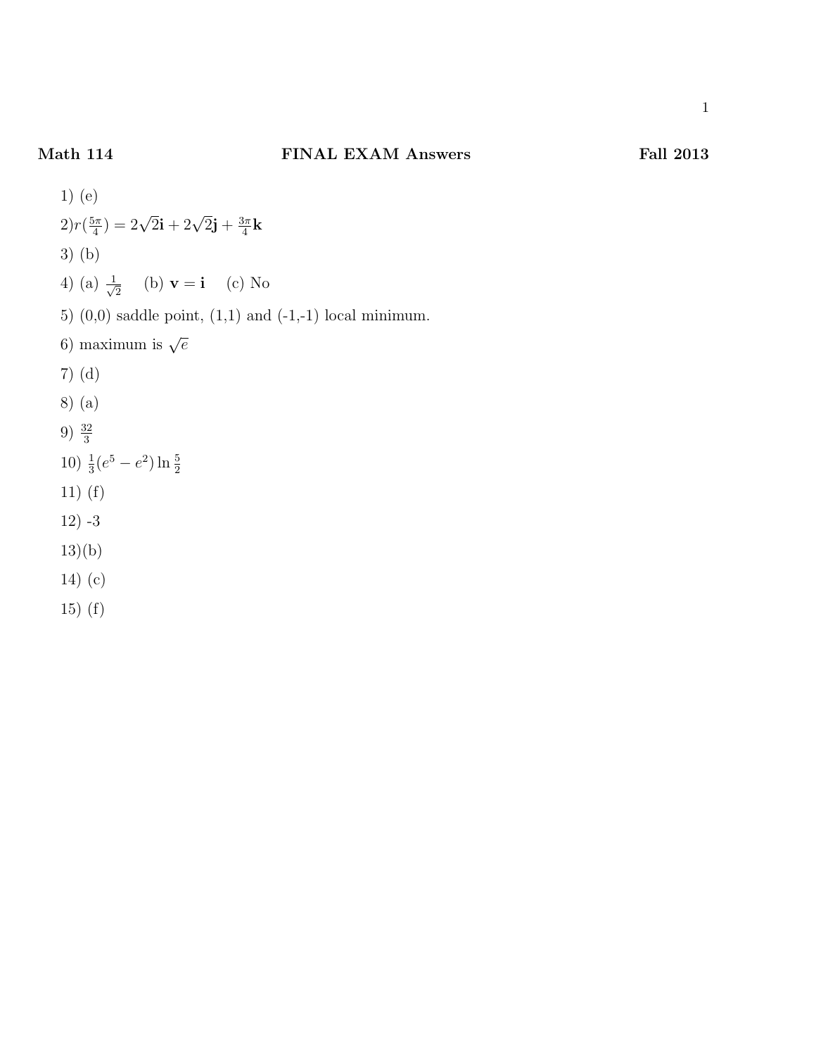**Math 114** **FINAL EXAM Answers** **Fall 2013**

1) (e)

2) $r(\frac{5\pi}{4}) = 2\sqrt{2}\mathbf{i} + 2\sqrt{2}\mathbf{j} + \frac{3\pi}{4}\mathbf{k}$

3) (b)

4) (a) $\frac{1}{\sqrt{2}}$ (b) $\mathbf{v} = \mathbf{i}$ (c) No

5) (0,0) saddle point, (1,1) and (-1,-1) local minimum.

6) maximum is $\sqrt{e}$

7) (d)

8) (a)

9) $\frac{32}{3}$

10) $\frac{1}{3}(e^5 - e^2)\ln\frac{5}{2}$

11) (f)

12) -3

13) (b)

14) (c)

15) (f)